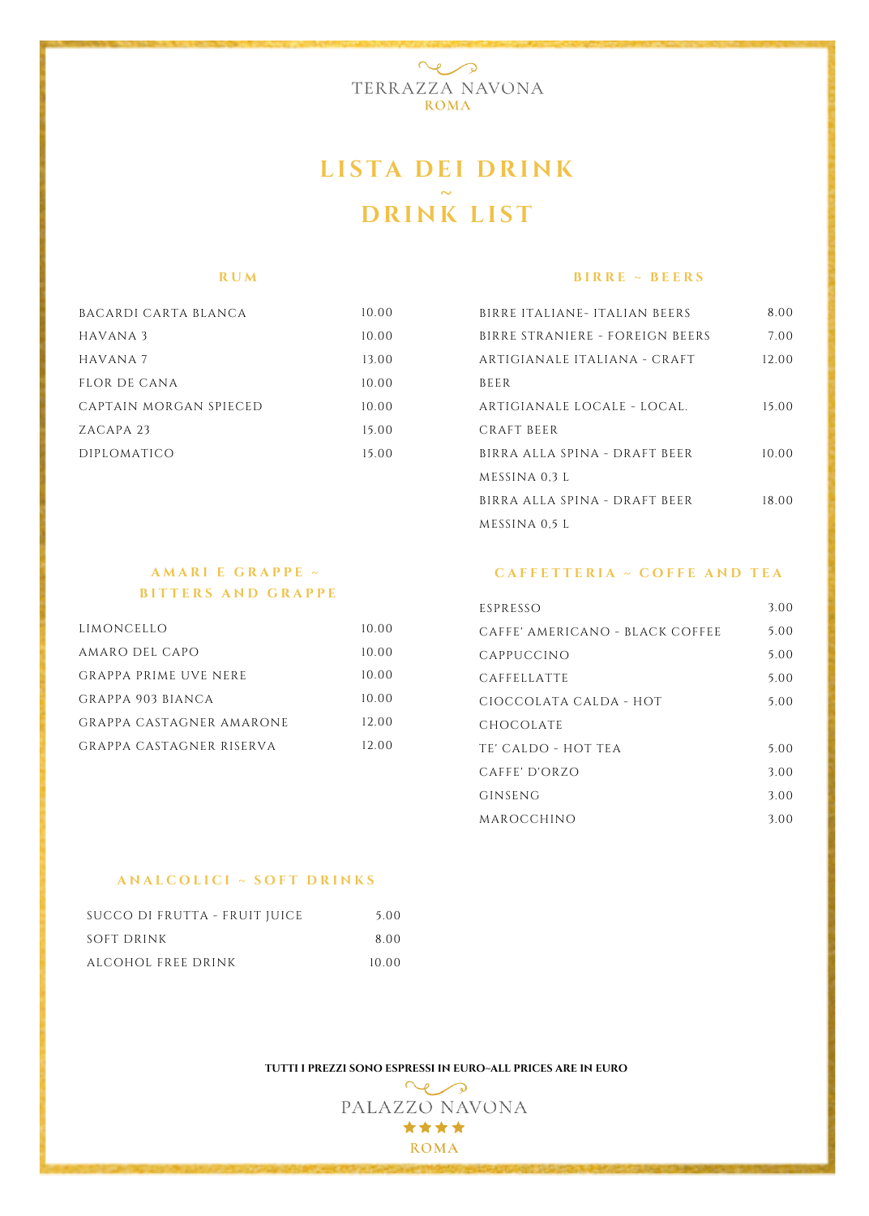TERRAZZA NAVONA
ROMA

# LISTA DEI DRINK ~ DRINK LIST

## RUM

| | |
|---|---|
| BACARDI CARTA BLANCA | 10.00 |
| HAVANA 3 | 10.00 |
| HAVANA 7 | 13.00 |
| FLOR DE CANA | 10.00 |
| CAPTAIN MORGAN SPIECED | 10.00 |
| ZACAPA 23 | 15.00 |
| DIPLOMATICO | 15.00 |

## BIRRE ~ BEERS

| | |
|---|---|
| BIRRE ITALIANE- ITALIAN BEERS | 8.00 |
| BIRRE STRANIERE - FOREIGN BEERS | 7.00 |
| ARTIGIANALE ITALIANA - CRAFT BEER | 12.00 |
| ARTIGIANALE LOCALE - LOCAL. CRAFT BEER | 15.00 |
| BIRRA ALLA SPINA - DRAFT BEER MESSINA 0,3 L | 10.00 |
| BIRRA ALLA SPINA - DRAFT BEER MESSINA 0,5 L | 18.00 |

## AMARI E GRAPPE ~ BITTERS AND GRAPPE

| | |
|---|---|
| LIMONCELLO | 10.00 |
| AMARO DEL CAPO | 10.00 |
| GRAPPA PRIME UVE NERE | 10.00 |
| GRAPPA 903 BIANCA | 10.00 |
| GRAPPA CASTAGNER AMARONE | 12.00 |
| GRAPPA CASTAGNER RISERVA | 12.00 |

## CAFFETTERIA ~ COFFE AND TEA

| | |
|---|---|
| ESPRESSO | 3.00 |
| CAFFE' AMERICANO - BLACK COFFEE | 5.00 |
| CAPPUCCINO | 5.00 |
| CAFFELLATTE | 5.00 |
| CIOCCOLATA CALDA - HOT CHOCOLATE | 5.00 |
| TE' CALDO - HOT TEA | 5.00 |
| CAFFE' D'ORZO | 3.00 |
| GINSENG | 3.00 |
| MAROCCHINO | 3.00 |

## ANALCOLICI ~ SOFT DRINKS

| | |
|---|---|
| SUCCO DI FRUTTA - FRUIT JUICE | 5.00 |
| SOFT DRINK | 8.00 |
| ALCOHOL FREE DRINK | 10.00 |

**TUTTI I PREZZI SONO ESPRESSI IN EURO~ALL PRICES ARE IN EURO**

PALAZZO NAVONA
★★★★
ROMA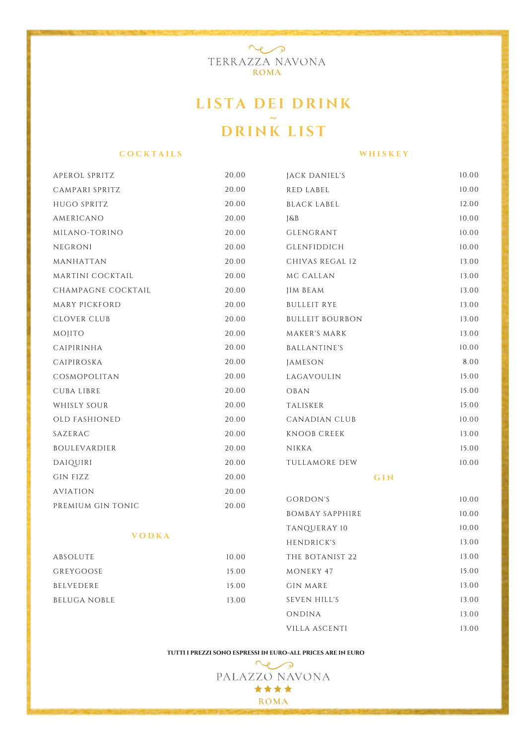TERRAZZA NAVONA

ROMA

# LISTA DEI DRINK

~

# DRINK LIST

## COCKTAILS

| | |
|---|---|
| APEROL SPRITZ | 20.00 |
| CAMPARI SPRITZ | 20.00 |
| HUGO SPRITZ | 20.00 |
| AMERICANO | 20.00 |
| MILANO-TORINO | 20.00 |
| NEGRONI | 20.00 |
| MANHATTAN | 20.00 |
| MARTINI COCKTAIL | 20.00 |
| CHAMPAGNE COCKTAIL | 20.00 |
| MARY PICKFORD | 20.00 |
| CLOVER CLUB | 20.00 |
| MOJITO | 20.00 |
| CAIPIRINHA | 20.00 |
| CAIPIROSKA | 20.00 |
| COSMOPOLITAN | 20.00 |
| CUBA LIBRE | 20.00 |
| WHISLY SOUR | 20.00 |
| OLD FASHIONED | 20.00 |
| SAZERAC | 20.00 |
| BOULEVARDIER | 20.00 |
| DAIQUIRI | 20.00 |
| GIN FIZZ | 20.00 |
| AVIATION | 20.00 |
| PREMIUM GIN TONIC | 20.00 |

## VODKA

| | |
|---|---|
| ABSOLUTE | 10.00 |
| GREYGOOSE | 15.00 |
| BELVEDERE | 15.00 |
| BELUGA NOBLE | 13.00 |

## WHISKEY

| | |
|---|---|
| JACK DANIEL'S | 10.00 |
| RED LABEL | 10.00 |
| BLACK LABEL | 12.00 |
| J&B | 10.00 |
| GLENGRANT | 10.00 |
| GLENFIDDICH | 10.00 |
| CHIVAS REGAL 12 | 13.00 |
| MC CALLAN | 13.00 |
| JIM BEAM | 13.00 |
| BULLEIT RYE | 13.00 |
| BULLEIT BOURBON | 13.00 |
| MAKER'S MARK | 13.00 |
| BALLANTINE'S | 10.00 |
| JAMESON | 8.00 |
| LAGAVOULIN | 15.00 |
| OBAN | 15.00 |
| TALISKER | 15.00 |
| CANADIAN CLUB | 10.00 |
| KNOOB CREEK | 13.00 |
| NIKKA | 15.00 |
| TULLAMORE DEW | 10.00 |

## GIN

| | |
|---|---|
| GORDON'S | 10.00 |
| BOMBAY SAPPHIRE | 10.00 |
| TANQUERAY 10 | 10.00 |
| HENDRICK'S | 13.00 |
| THE BOTANIST 22 | 13.00 |
| MONEKY 47 | 15.00 |
| GIN MARE | 13.00 |
| SEVEN HILL'S | 13.00 |
| ONDINA | 13.00 |
| VILLA ASCENTI | 13.00 |

**TUTTI I PREZZI SONO ESPRESSI IN EURO~ALL PRICES ARE IN EURO**

PALAZZO NAVONA

★★★★

ROMA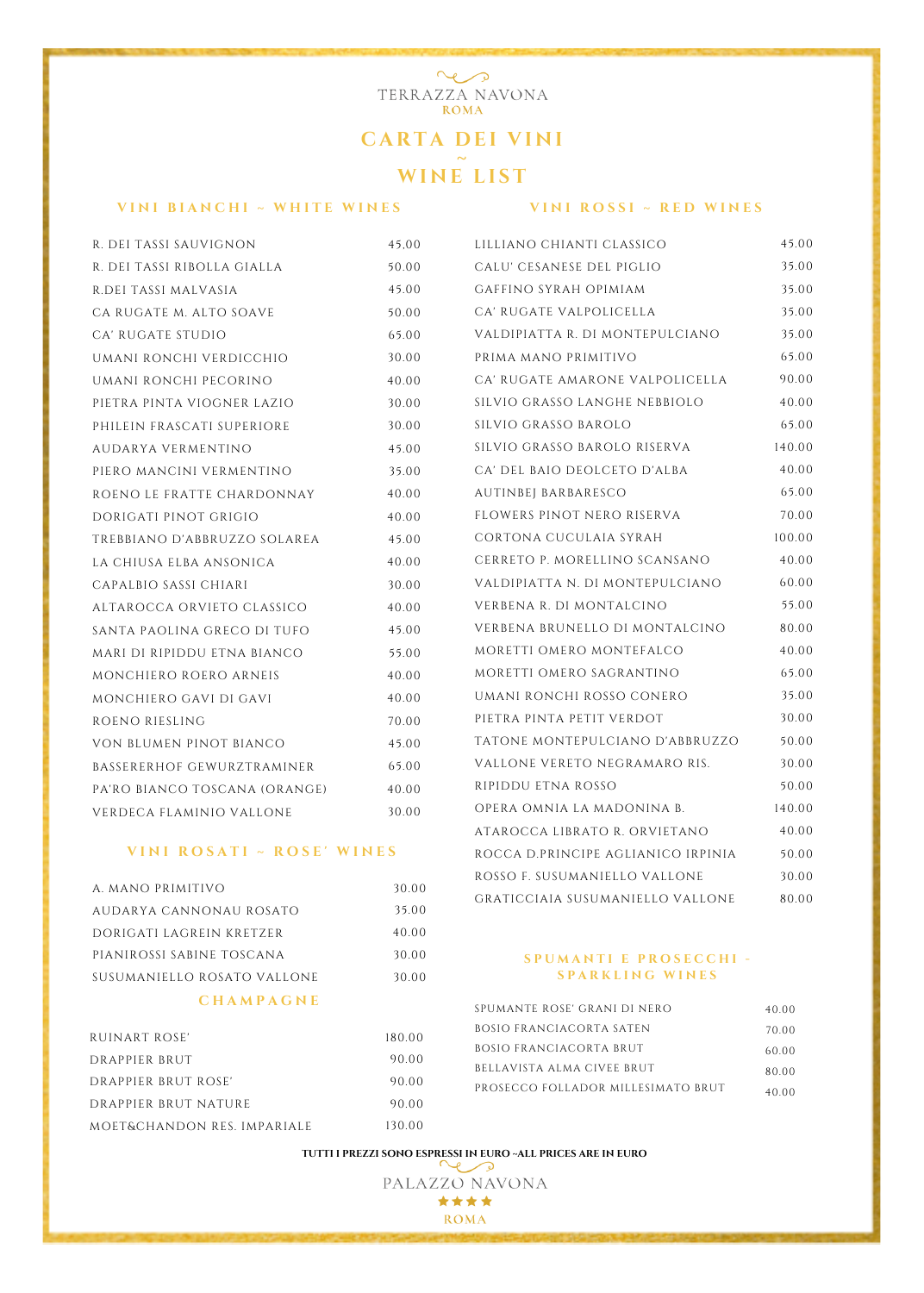TERRAZZA NAVONA
ROMA

# CARTA DEI VINI ~ WINE LIST

## VINI BIANCHI ~ WHITE WINES

| | |
|---|---|
| R. DEI TASSI SAUVIGNON | 45,00 |
| R. DEI TASSI RIBOLLA GIALLA | 50.00 |
| R.DEI TASSI MALVASIA | 45.00 |
| CA RUGATE M. ALTO SOAVE | 50.00 |
| CA' RUGATE STUDIO | 65.00 |
| UMANI RONCHI VERDICCHIO | 30.00 |
| UMANI RONCHI PECORINO | 40.00 |
| PIETRA PINTA VIOGNER LAZIO | 30.00 |
| PHILEIN FRASCATI SUPERIORE | 30.00 |
| AUDARYA VERMENTINO | 45.00 |
| PIERO MANCINI VERMENTINO | 35.00 |
| ROENO LE FRATTE CHARDONNAY | 40.00 |
| DORIGATI PINOT GRIGIO | 40.00 |
| TREBBIANO D'ABBRUZZO SOLAREA | 45.00 |
| LA CHIUSA ELBA ANSONICA | 40.00 |
| CAPALBIO SASSI CHIARI | 30.00 |
| ALTAROCCA ORVIETO CLASSICO | 40.00 |
| SANTA PAOLINA GRECO DI TUFO | 45.00 |
| MARI DI RIPIDDU ETNA BIANCO | 55.00 |
| MONCHIERO ROERO ARNEIS | 40.00 |
| MONCHIERO GAVI DI GAVI | 40.00 |
| ROENO RIESLING | 70.00 |
| VON BLUMEN PINOT BIANCO | 45.00 |
| BASSERERHOF GEWURZTRAMINER | 65.00 |
| PA'RO BIANCO TOSCANA (ORANGE) | 40.00 |
| VERDECA FLAMINIO VALLONE | 30.00 |

## VINI ROSATI ~ ROSE' WINES

| | |
|---|---|
| A. MANO PRIMITIVO | 30.00 |
| AUDARYA CANNONAU ROSATO | 35.00 |
| DORIGATI LAGREIN KRETZER | 40.00 |
| PIANIROSSI SABINE TOSCANA | 30.00 |
| SUSUMANIELLO ROSATO VALLONE | 30.00 |

## CHAMPAGNE

| | |
|---|---|
| RUINART ROSE' | 180.00 |
| DRAPPIER BRUT | 90.00 |
| DRAPPIER BRUT ROSE' | 90.00 |
| DRAPPIER BRUT NATURE | 90.00 |
| MOET&CHANDON RES. IMPARIALE | 130.00 |

## VINI ROSSI ~ RED WINES

| | |
|---|---|
| LILLIANO CHIANTI CLASSICO | 45.00 |
| CALU' CESANESE DEL PIGLIO | 35.00 |
| GAFFINO SYRAH OPIMIAM | 35.00 |
| CA' RUGATE VALPOLICELLA | 35.00 |
| VALDIPIATTA R. DI MONTEPULCIANO | 35.00 |
| PRIMA MANO PRIMITIVO | 65.00 |
| CA' RUGATE AMARONE VALPOLICELLA | 90.00 |
| SILVIO GRASSO LANGHE NEBBIOLO | 40.00 |
| SILVIO GRASSO BAROLO | 65.00 |
| SILVIO GRASSO BAROLO RISERVA | 140.00 |
| CA' DEL BAIO DEOLCETO D'ALBA | 40.00 |
| AUTINBEJ BARBARESCO | 65.00 |
| FLOWERS PINOT NERO RISERVA | 70.00 |
| CORTONA CUCULAIA SYRAH | 100.00 |
| CERRETO P. MORELLINO SCANSANO | 40.00 |
| VALDIPIATTA N. DI MONTEPULCIANO | 60.00 |
| VERBENA R. DI MONTALCINO | 55.00 |
| VERBENA BRUNELLO DI MONTALCINO | 80.00 |
| MORETTI OMERO MONTEFALCO | 40.00 |
| MORETTI OMERO SAGRANTINO | 65.00 |
| UMANI RONCHI ROSSO CONERO | 35.00 |
| PIETRA PINTA PETIT VERDOT | 30.00 |
| TATONE MONTEPULCIANO D'ABBRUZZO | 50.00 |
| VALLONE VERETO NEGRAMARO RIS. | 30.00 |
| RIPIDDU ETNA ROSSO | 50.00 |
| OPERA OMNIA LA MADONINA B. | 140.00 |
| ATAROCCA LIBRATO R. ORVIETANO | 40.00 |
| ROCCA D.PRINCIPE AGLIANICO IRPINIA | 50.00 |
| ROSSO F. SUSUMANIELLO VALLONE | 30.00 |
| GRATICCIAIA SUSUMANIELLO VALLONE | 80.00 |

## SPUMANTI E PROSECCHI - SPARKLING WINES

| | |
|---|---|
| SPUMANTE ROSE' GRANI DI NERO | 40.00 |
| BOSIO FRANCIACORTA SATEN | 70.00 |
| BOSIO FRANCIACORTA BRUT | 60.00 |
| BELLAVISTA ALMA CIVEE BRUT | 80.00 |
| PROSECCO FOLLADOR MILLESIMATO BRUT | 40.00 |

**TUTTI I PREZZI SONO ESPRESSI IN EURO ~ALL PRICES ARE IN EURO**

PALAZZO NAVONA
★★★★
ROMA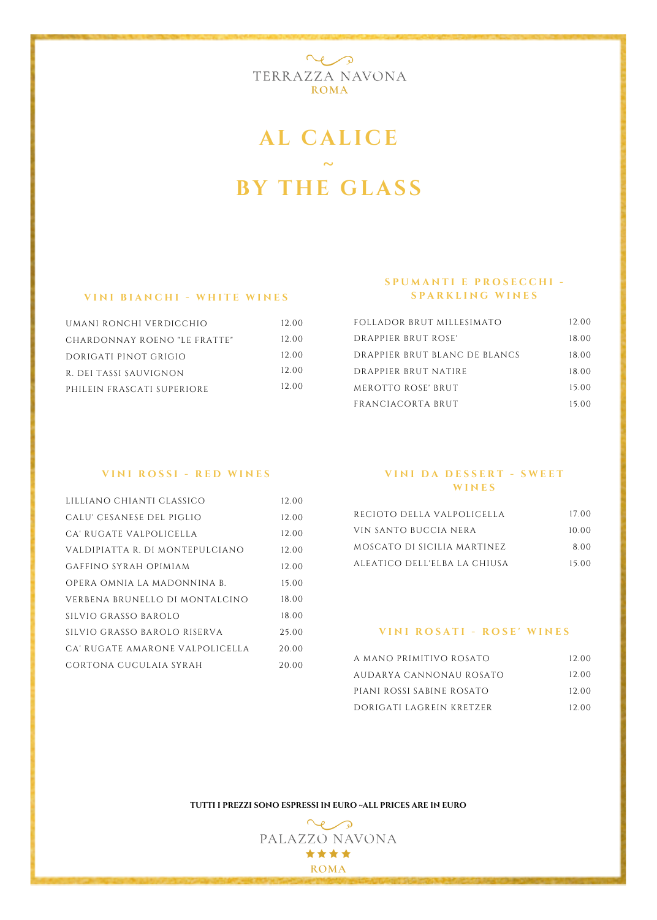TERRAZZA NAVONA

ROMA

# AL CALICE

~

# BY THE GLASS

## VINI BIANCHI - WHITE WINES

| | |
|---|---|
| UMANI RONCHI VERDICCHIO | 12.00 |
| CHARDONNAY ROENO "LE FRATTE" | 12.00 |
| DORIGATI PINOT GRIGIO | 12.00 |
| R. DEI TASSI SAUVIGNON | 12.00 |
| PHILEIN FRASCATI SUPERIORE | 12.00 |

## SPUMANTI E PROSECCHI - SPARKLING WINES

| | |
|---|---|
| FOLLADOR BRUT MILLESIMATO | 12.00 |
| DRAPPIER BRUT ROSE' | 18.00 |
| DRAPPIER BRUT BLANC DE BLANCS | 18.00 |
| DRAPPIER BRUT NATIRE | 18.00 |
| MEROTTO ROSE' BRUT | 15.00 |
| FRANCIACORTA BRUT | 15.00 |

## VINI ROSSI - RED WINES

| | |
|---|---|
| LILLIANO CHIANTI CLASSICO | 12.00 |
| CALU' CESANESE DEL PIGLIO | 12.00 |
| CA' RUGATE VALPOLICELLA | 12.00 |
| VALDIPIATTA R. DI MONTEPULCIANO | 12.00 |
| GAFFINO SYRAH OPIMIAM | 12.00 |
| OPERA OMNIA LA MADONNINA B. | 15.00 |
| VERBENA BRUNELLO DI MONTALCINO | 18.00 |
| SILVIO GRASSO BAROLO | 18.00 |
| SILVIO GRASSO BAROLO RISERVA | 25.00 |
| CA' RUGATE AMARONE VALPOLICELLA | 20.00 |
| CORTONA CUCULAIA SYRAH | 20.00 |

## VINI DA DESSERT - SWEET WINES

| | |
|---|---|
| RECIOTO DELLA VALPOLICELLA | 17.00 |
| VIN SANTO BUCCIA NERA | 10.00 |
| MOSCATO DI SICILIA MARTINEZ | 8.00 |
| ALEATICO DELL'ELBA LA CHIUSA | 15.00 |

## VINI ROSATI - ROSE' WINES

| | |
|---|---|
| A MANO PRIMITIVO ROSATO | 12.00 |
| AUDARYA CANNONAU ROSATO | 12.00 |
| PIANI ROSSI SABINE ROSATO | 12.00 |
| DORIGATI LAGREIN KRETZER | 12.00 |

**TUTTI I PREZZI SONO ESPRESSI IN EURO ~ALL PRICES ARE IN EURO**

PALAZZO NAVONA

★★★★

ROMA